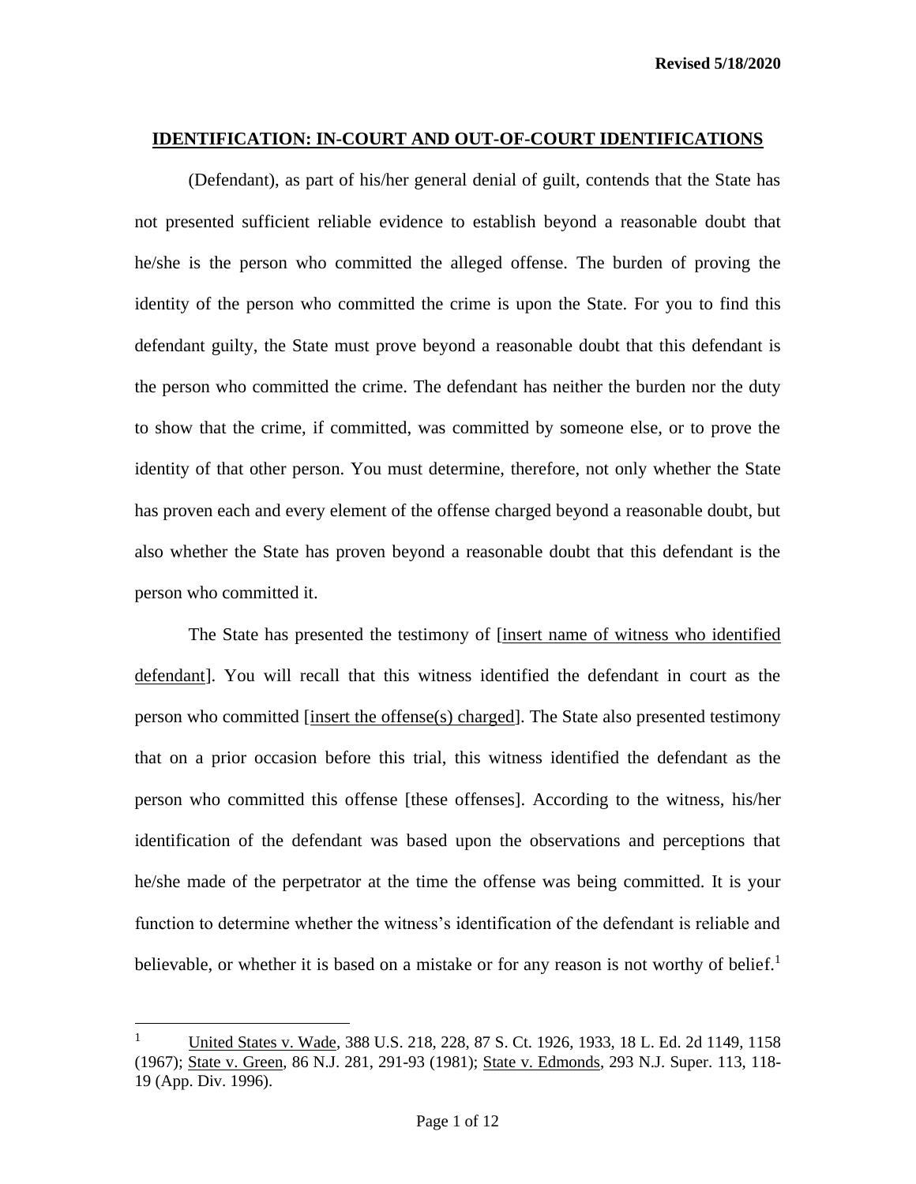**IDENTIFICATION: IN-COURT AND OUT-OF-COURT IDENTIFICATIONS**

(Defendant), as part of his/her general denial of guilt, contends that the State has not presented sufficient reliable evidence to establish beyond a reasonable doubt that he/she is the person who committed the alleged offense. The burden of proving the identity of the person who committed the crime is upon the State. For you to find this defendant guilty, the State must prove beyond a reasonable doubt that this defendant is the person who committed the crime. The defendant has neither the burden nor the duty to show that the crime, if committed, was committed by someone else, or to prove the identity of that other person. You must determine, therefore, not only whether the State has proven each and every element of the offense charged beyond a reasonable doubt, but also whether the State has proven beyond a reasonable doubt that this defendant is the person who committed it.

The State has presented the testimony of [insert name of witness who identified defendant]. You will recall that this witness identified the defendant in court as the person who committed [insert the offense(s) charged]. The State also presented testimony that on a prior occasion before this trial, this witness identified the defendant as the person who committed this offense [these offenses]. According to the witness, his/her identification of the defendant was based upon the observations and perceptions that he/she made of the perpetrator at the time the offense was being committed. It is your function to determine whether the witness's identification of the defendant is reliable and believable, or whether it is based on a mistake or for any reason is not worthy of belief.[1]

---

[1] United States v. Wade, 388 U.S. 218, 228, 87 S. Ct. 1926, 1933, 18 L. Ed. 2d 1149, 1158 (1967); State v. Green, 86 N.J. 281, 291-93 (1981); State v. Edmonds, 293 N.J. Super. 113, 118-19 (App. Div. 1996).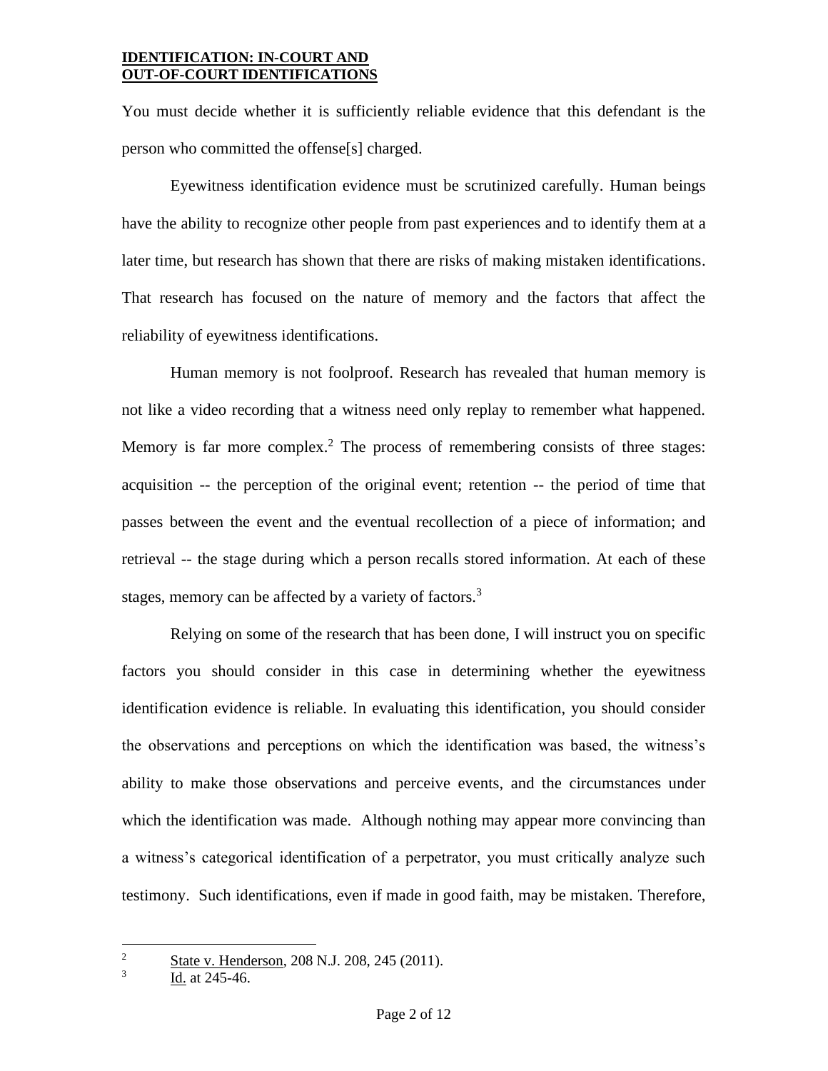You must decide whether it is sufficiently reliable evidence that this defendant is the person who committed the offense[s] charged.

Eyewitness identification evidence must be scrutinized carefully. Human beings have the ability to recognize other people from past experiences and to identify them at a later time, but research has shown that there are risks of making mistaken identifications. That research has focused on the nature of memory and the factors that affect the reliability of eyewitness identifications.

Human memory is not foolproof. Research has revealed that human memory is not like a video recording that a witness need only replay to remember what happened. Memory is far more complex.[2] The process of remembering consists of three stages: acquisition -- the perception of the original event; retention -- the period of time that passes between the event and the eventual recollection of a piece of information; and retrieval -- the stage during which a person recalls stored information. At each of these stages, memory can be affected by a variety of factors.[3]

Relying on some of the research that has been done, I will instruct you on specific factors you should consider in this case in determining whether the eyewitness identification evidence is reliable. In evaluating this identification, you should consider the observations and perceptions on which the identification was based, the witness's ability to make those observations and perceive events, and the circumstances under which the identification was made. Although nothing may appear more convincing than a witness's categorical identification of a perpetrator, you must critically analyze such testimony. Such identifications, even if made in good faith, may be mistaken. Therefore,

---

[2] State v. Henderson, 208 N.J. 208, 245 (2011).

[3] Id. at 245-46.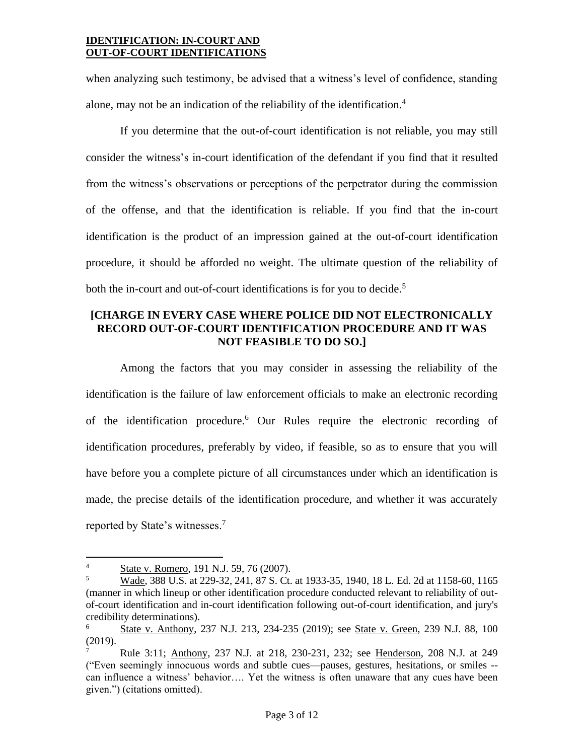when analyzing such testimony, be advised that a witness's level of confidence, standing alone, may not be an indication of the reliability of the identification.[4]

If you determine that the out-of-court identification is not reliable, you may still consider the witness's in-court identification of the defendant if you find that it resulted from the witness's observations or perceptions of the perpetrator during the commission of the offense, and that the identification is reliable. If you find that the in-court identification is the product of an impression gained at the out-of-court identification procedure, it should be afforded no weight. The ultimate question of the reliability of both the in-court and out-of-court identifications is for you to decide.[5]

**[CHARGE IN EVERY CASE WHERE POLICE DID NOT ELECTRONICALLY RECORD OUT-OF-COURT IDENTIFICATION PROCEDURE AND IT WAS NOT FEASIBLE TO DO SO.]**

Among the factors that you may consider in assessing the reliability of the identification is the failure of law enforcement officials to make an electronic recording of the identification procedure.[6] Our Rules require the electronic recording of identification procedures, preferably by video, if feasible, so as to ensure that you will have before you a complete picture of all circumstances under which an identification is made, the precise details of the identification procedure, and whether it was accurately reported by State's witnesses.[7]

---

[4] State v. Romero, 191 N.J. 59, 76 (2007).

[5] Wade, 388 U.S. at 229-32, 241, 87 S. Ct. at 1933-35, 1940, 18 L. Ed. 2d at 1158-60, 1165 (manner in which lineup or other identification procedure conducted relevant to reliability of out-of-court identification and in-court identification following out-of-court identification, and jury's credibility determinations).

[6] State v. Anthony, 237 N.J. 213, 234-235 (2019); see State v. Green, 239 N.J. 88, 100 (2019).

[7] Rule 3:11; Anthony, 237 N.J. at 218, 230-231, 232; see Henderson, 208 N.J. at 249 ("Even seemingly innocuous words and subtle cues—pauses, gestures, hesitations, or smiles -- can influence a witness' behavior…. Yet the witness is often unaware that any cues have been given.") (citations omitted).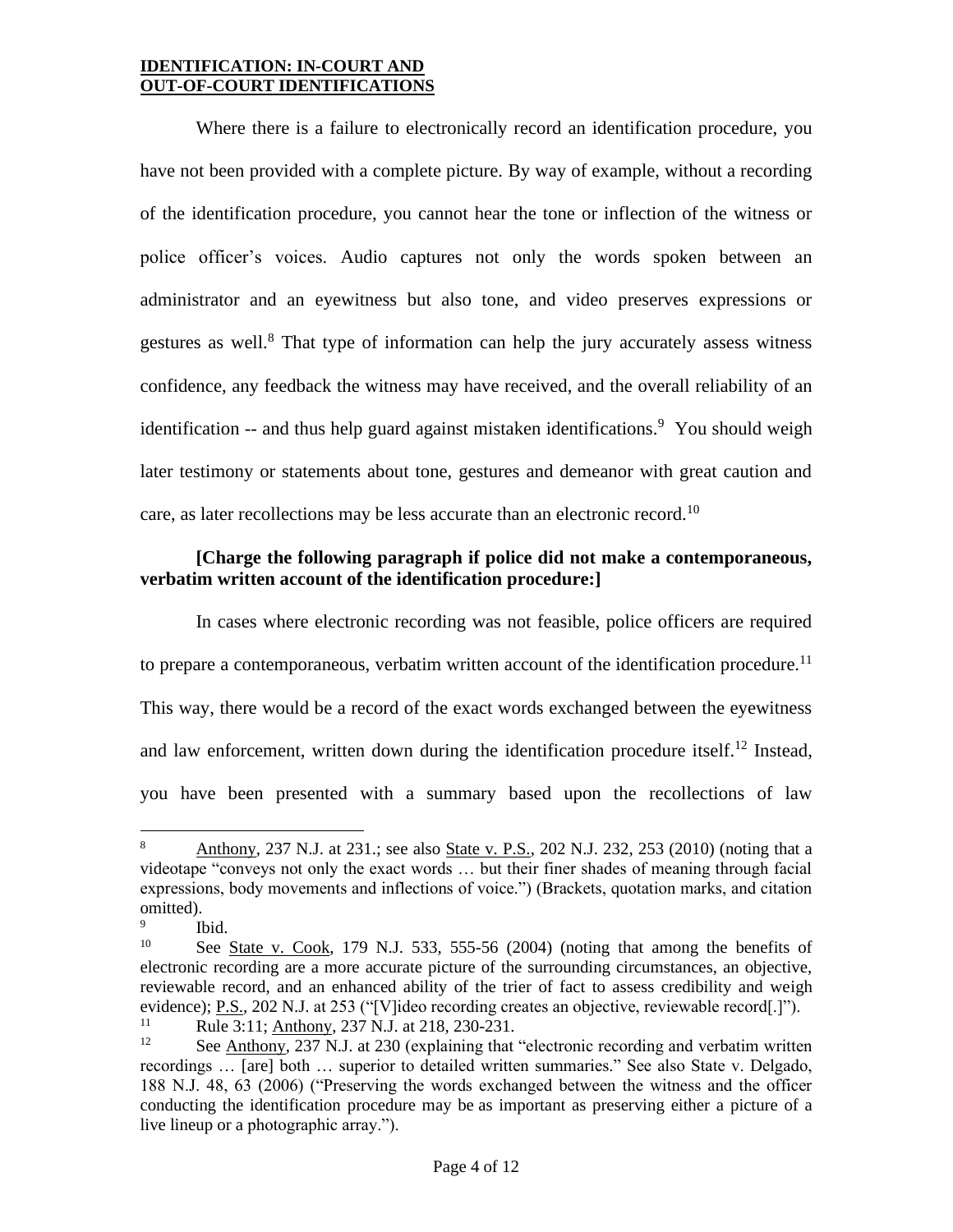Where there is a failure to electronically record an identification procedure, you have not been provided with a complete picture. By way of example, without a recording of the identification procedure, you cannot hear the tone or inflection of the witness or police officer's voices. Audio captures not only the words spoken between an administrator and an eyewitness but also tone, and video preserves expressions or gestures as well.[8] That type of information can help the jury accurately assess witness confidence, any feedback the witness may have received, and the overall reliability of an identification -- and thus help guard against mistaken identifications.[9] You should weigh later testimony or statements about tone, gestures and demeanor with great caution and care, as later recollections may be less accurate than an electronic record.[10]

**[Charge the following paragraph if police did not make a contemporaneous, verbatim written account of the identification procedure:]**

In cases where electronic recording was not feasible, police officers are required to prepare a contemporaneous, verbatim written account of the identification procedure.[11] This way, there would be a record of the exact words exchanged between the eyewitness and law enforcement, written down during the identification procedure itself.[12] Instead, you have been presented with a summary based upon the recollections of law

---

[8] Anthony, 237 N.J. at 231.; see also State v. P.S., 202 N.J. 232, 253 (2010) (noting that a videotape "conveys not only the exact words … but their finer shades of meaning through facial expressions, body movements and inflections of voice.") (Brackets, quotation marks, and citation omitted).

[9] Ibid.

[10] See State v. Cook, 179 N.J. 533, 555-56 (2004) (noting that among the benefits of electronic recording are a more accurate picture of the surrounding circumstances, an objective, reviewable record, and an enhanced ability of the trier of fact to assess credibility and weigh evidence); P.S., 202 N.J. at 253 ("[V]ideo recording creates an objective, reviewable record[.]").

[11] Rule 3:11; Anthony, 237 N.J. at 218, 230-231.

[12] See Anthony, 237 N.J. at 230 (explaining that "electronic recording and verbatim written recordings … [are] both … superior to detailed written summaries." See also State v. Delgado, 188 N.J. 48, 63 (2006) ("Preserving the words exchanged between the witness and the officer conducting the identification procedure may be as important as preserving either a picture of a live lineup or a photographic array.").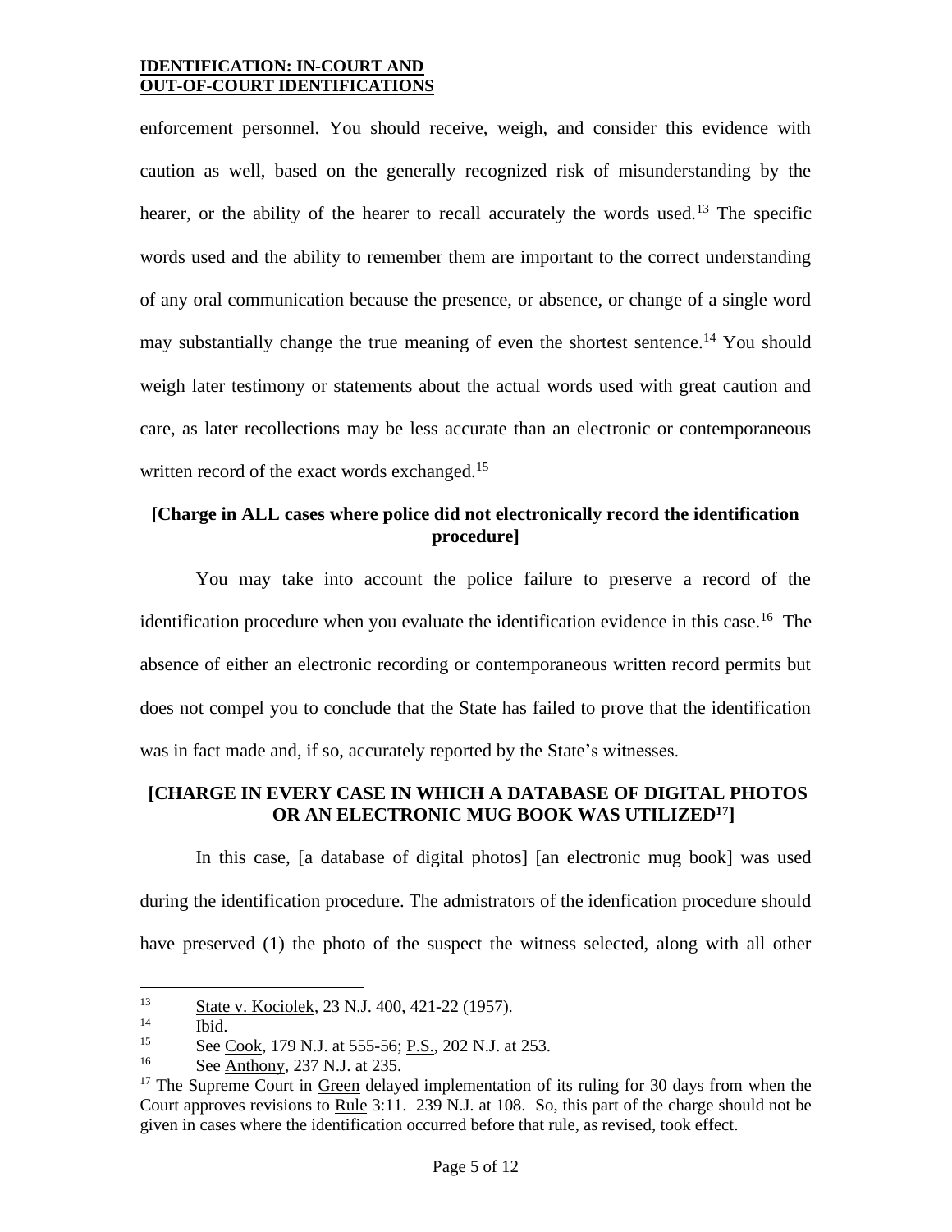enforcement personnel. You should receive, weigh, and consider this evidence with caution as well, based on the generally recognized risk of misunderstanding by the hearer, or the ability of the hearer to recall accurately the words used.[13] The specific words used and the ability to remember them are important to the correct understanding of any oral communication because the presence, or absence, or change of a single word may substantially change the true meaning of even the shortest sentence.[14] You should weigh later testimony or statements about the actual words used with great caution and care, as later recollections may be less accurate than an electronic or contemporaneous written record of the exact words exchanged.[15]

**[Charge in ALL cases where police did not electronically record the identification procedure]**

You may take into account the police failure to preserve a record of the identification procedure when you evaluate the identification evidence in this case.[16] The absence of either an electronic recording or contemporaneous written record permits but does not compel you to conclude that the State has failed to prove that the identification was in fact made and, if so, accurately reported by the State's witnesses.

**[CHARGE IN EVERY CASE IN WHICH A DATABASE OF DIGITAL PHOTOS OR AN ELECTRONIC MUG BOOK WAS UTILIZED[17]]**

In this case, [a database of digital photos] [an electronic mug book] was used during the identification procedure. The admistrators of the idenfication procedure should have preserved (1) the photo of the suspect the witness selected, along with all other

---

[13] State v. Kociolek, 23 N.J. 400, 421-22 (1957).

[14] Ibid.

[15] See Cook, 179 N.J. at 555-56; P.S., 202 N.J. at 253.

[16] See Anthony, 237 N.J. at 235.

[17] The Supreme Court in Green delayed implementation of its ruling for 30 days from when the Court approves revisions to Rule 3:11. 239 N.J. at 108. So, this part of the charge should not be given in cases where the identification occurred before that rule, as revised, took effect.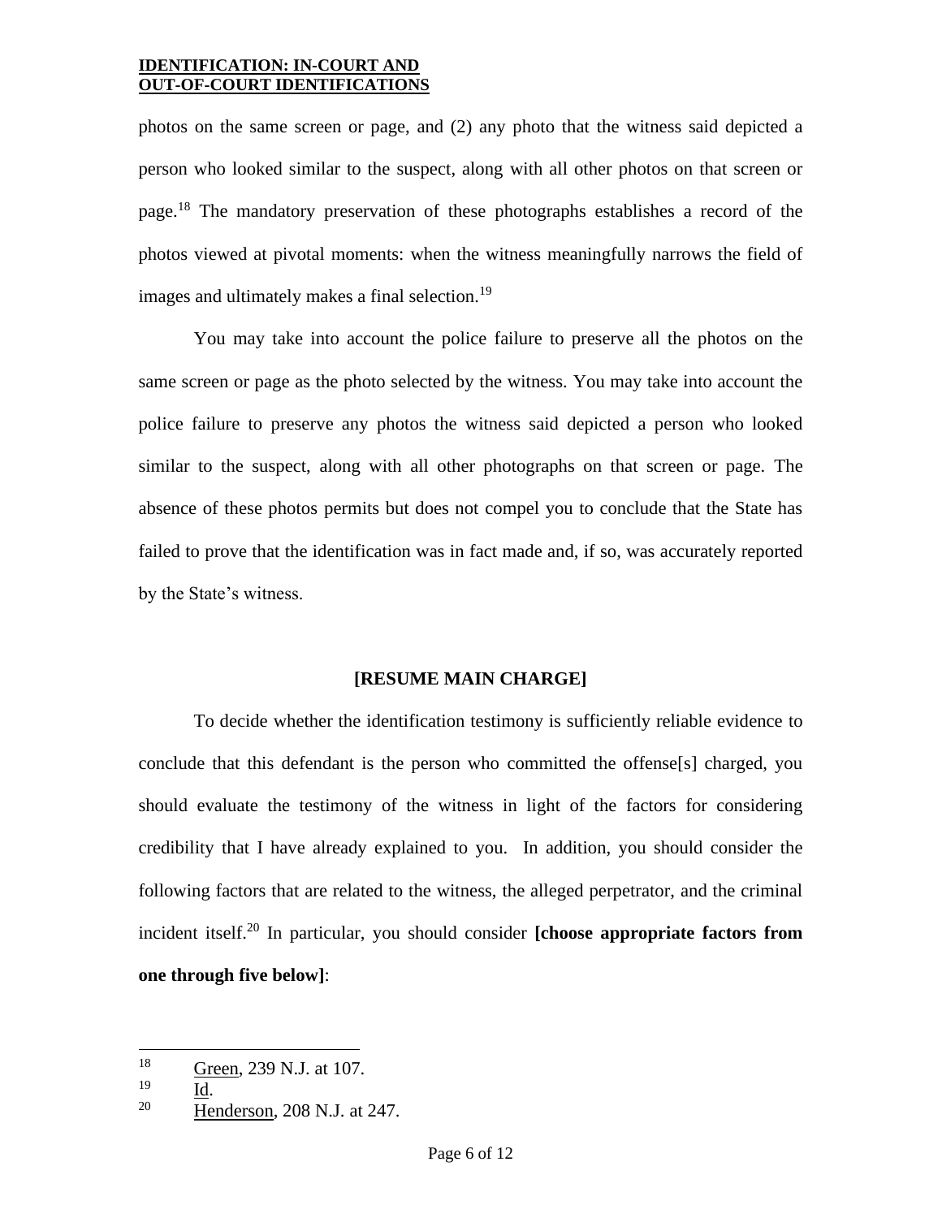photos on the same screen or page, and (2) any photo that the witness said depicted a person who looked similar to the suspect, along with all other photos on that screen or page.[18] The mandatory preservation of these photographs establishes a record of the photos viewed at pivotal moments: when the witness meaningfully narrows the field of images and ultimately makes a final selection.[19]

You may take into account the police failure to preserve all the photos on the same screen or page as the photo selected by the witness. You may take into account the police failure to preserve any photos the witness said depicted a person who looked similar to the suspect, along with all other photographs on that screen or page. The absence of these photos permits but does not compel you to conclude that the State has failed to prove that the identification was in fact made and, if so, was accurately reported by the State's witness.

**[RESUME MAIN CHARGE]**

To decide whether the identification testimony is sufficiently reliable evidence to conclude that this defendant is the person who committed the offense[s] charged, you should evaluate the testimony of the witness in light of the factors for considering credibility that I have already explained to you. In addition, you should consider the following factors that are related to the witness, the alleged perpetrator, and the criminal incident itself.[20] In particular, you should consider **[choose appropriate factors from one through five below]**:

---

[18] Green, 239 N.J. at 107.

[19] Id.

[20] Henderson, 208 N.J. at 247.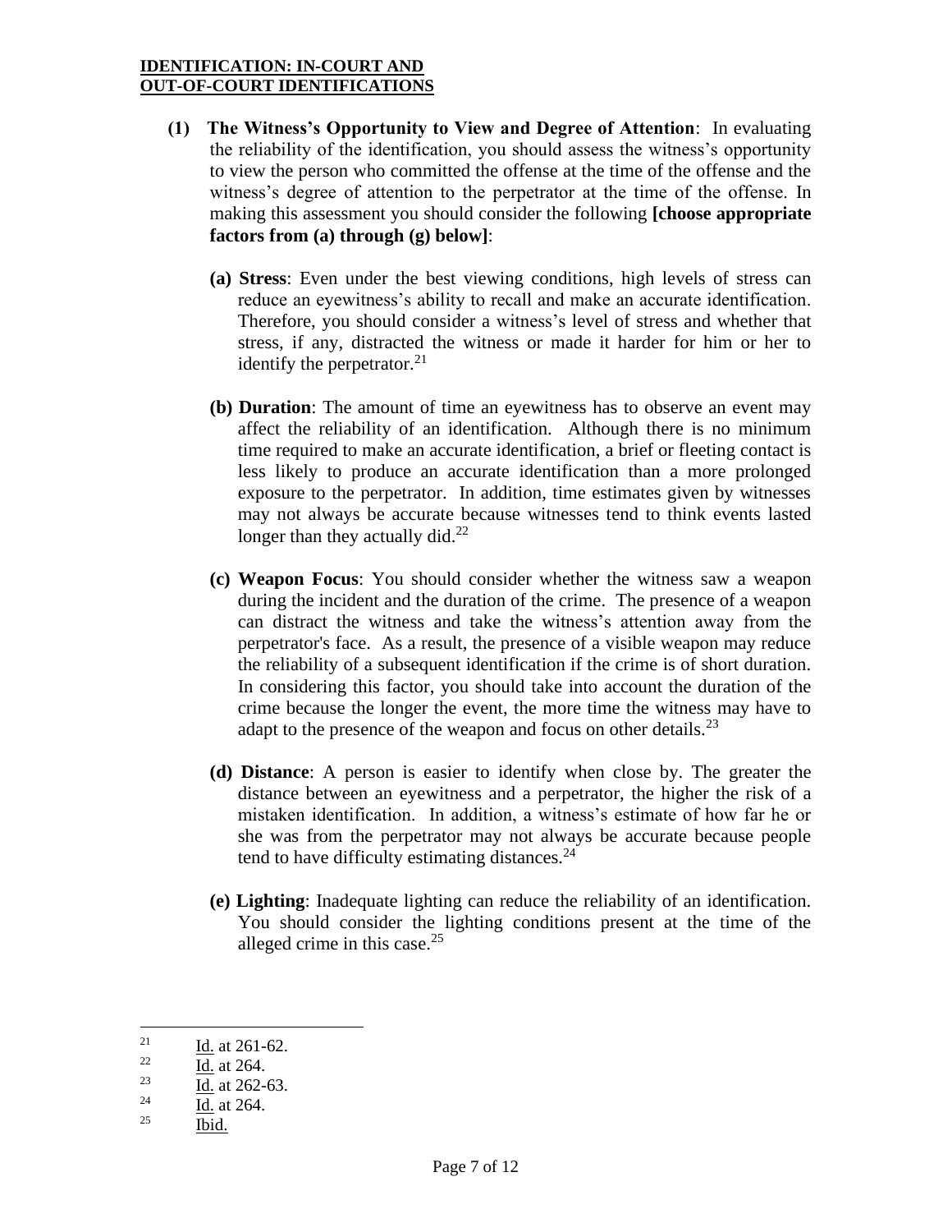**IDENTIFICATION: IN-COURT AND OUT-OF-COURT IDENTIFICATIONS**

**(1) The Witness's Opportunity to View and Degree of Attention**: In evaluating the reliability of the identification, you should assess the witness's opportunity to view the person who committed the offense at the time of the offense and the witness's degree of attention to the perpetrator at the time of the offense. In making this assessment you should consider the following **[choose appropriate factors from (a) through (g) below]**:

**(a) Stress**: Even under the best viewing conditions, high levels of stress can reduce an eyewitness's ability to recall and make an accurate identification. Therefore, you should consider a witness's level of stress and whether that stress, if any, distracted the witness or made it harder for him or her to identify the perpetrator.[21]

**(b) Duration**: The amount of time an eyewitness has to observe an event may affect the reliability of an identification. Although there is no minimum time required to make an accurate identification, a brief or fleeting contact is less likely to produce an accurate identification than a more prolonged exposure to the perpetrator. In addition, time estimates given by witnesses may not always be accurate because witnesses tend to think events lasted longer than they actually did.[22]

**(c) Weapon Focus**: You should consider whether the witness saw a weapon during the incident and the duration of the crime. The presence of a weapon can distract the witness and take the witness's attention away from the perpetrator's face. As a result, the presence of a visible weapon may reduce the reliability of a subsequent identification if the crime is of short duration. In considering this factor, you should take into account the duration of the crime because the longer the event, the more time the witness may have to adapt to the presence of the weapon and focus on other details.[23]

**(d) Distance**: A person is easier to identify when close by. The greater the distance between an eyewitness and a perpetrator, the higher the risk of a mistaken identification. In addition, a witness's estimate of how far he or she was from the perpetrator may not always be accurate because people tend to have difficulty estimating distances.[24]

**(e) Lighting**: Inadequate lighting can reduce the reliability of an identification. You should consider the lighting conditions present at the time of the alleged crime in this case.[25]

---

[21] Id. at 261-62.

[22] Id. at 264.

[23] Id. at 262-63.

[24] Id. at 264.

[25] Ibid.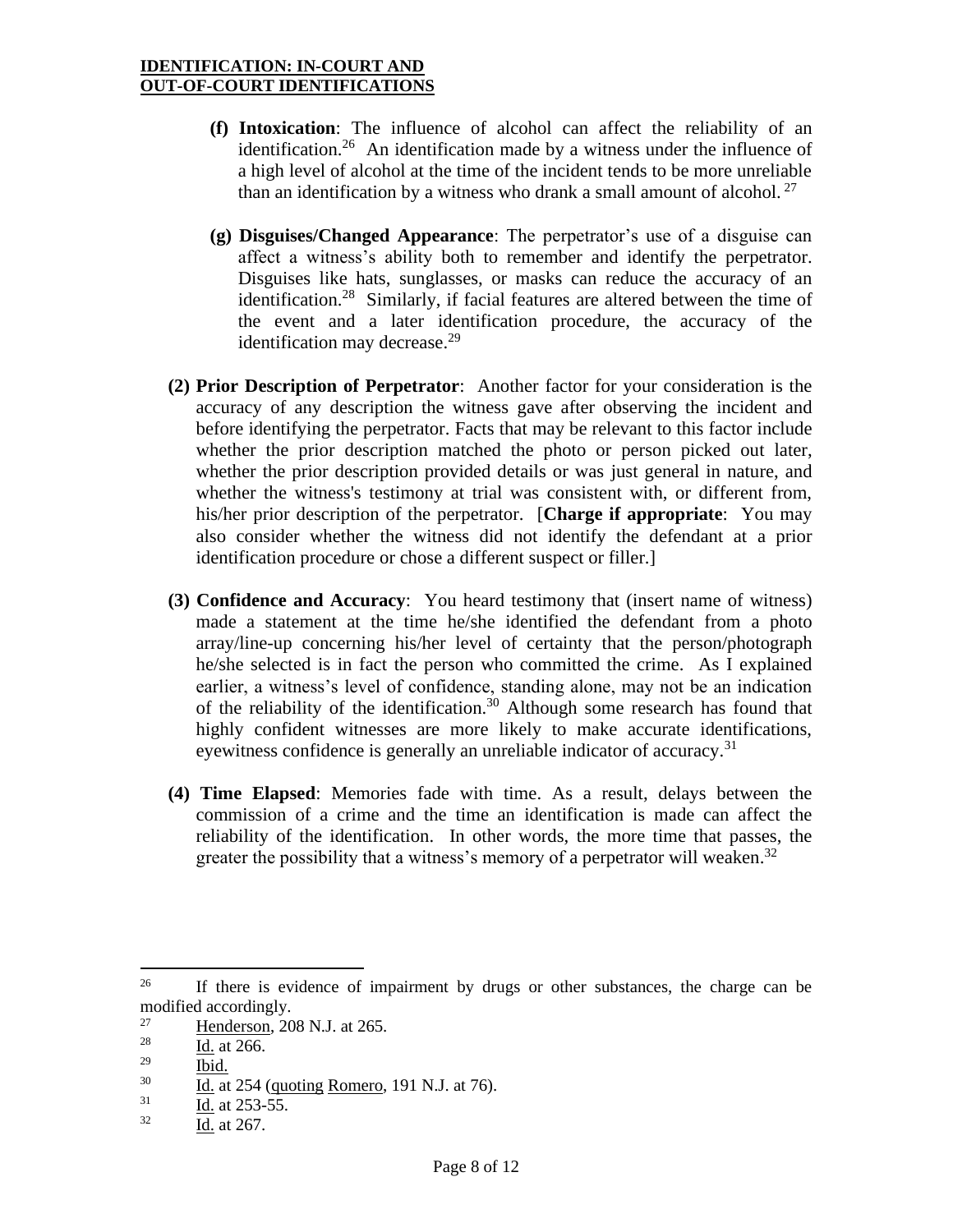- **(f) Intoxication**: The influence of alcohol can affect the reliability of an identification.[26] An identification made by a witness under the influence of a high level of alcohol at the time of the incident tends to be more unreliable than an identification by a witness who drank a small amount of alcohol.[27]

- **(g) Disguises/Changed Appearance**: The perpetrator's use of a disguise can affect a witness's ability both to remember and identify the perpetrator. Disguises like hats, sunglasses, or masks can reduce the accuracy of an identification.[28] Similarly, if facial features are altered between the time of the event and a later identification procedure, the accuracy of the identification may decrease.[29]

**(2) Prior Description of Perpetrator**: Another factor for your consideration is the accuracy of any description the witness gave after observing the incident and before identifying the perpetrator. Facts that may be relevant to this factor include whether the prior description matched the photo or person picked out later, whether the prior description provided details or was just general in nature, and whether the witness's testimony at trial was consistent with, or different from, his/her prior description of the perpetrator. [**Charge if appropriate**: You may also consider whether the witness did not identify the defendant at a prior identification procedure or chose a different suspect or filler.]

**(3) Confidence and Accuracy**: You heard testimony that (insert name of witness) made a statement at the time he/she identified the defendant from a photo array/line-up concerning his/her level of certainty that the person/photograph he/she selected is in fact the person who committed the crime. As I explained earlier, a witness's level of confidence, standing alone, may not be an indication of the reliability of the identification.[30] Although some research has found that highly confident witnesses are more likely to make accurate identifications, eyewitness confidence is generally an unreliable indicator of accuracy.[31]

**(4) Time Elapsed**: Memories fade with time. As a result, delays between the commission of a crime and the time an identification is made can affect the reliability of the identification. In other words, the more time that passes, the greater the possibility that a witness's memory of a perpetrator will weaken.[32]

---

[26] If there is evidence of impairment by drugs or other substances, the charge can be modified accordingly.

[27] Henderson, 208 N.J. at 265.

[28] Id. at 266.

[29] Ibid.

[30] Id. at 254 (quoting Romero, 191 N.J. at 76).

[31] Id. at 253-55.

[32] Id. at 267.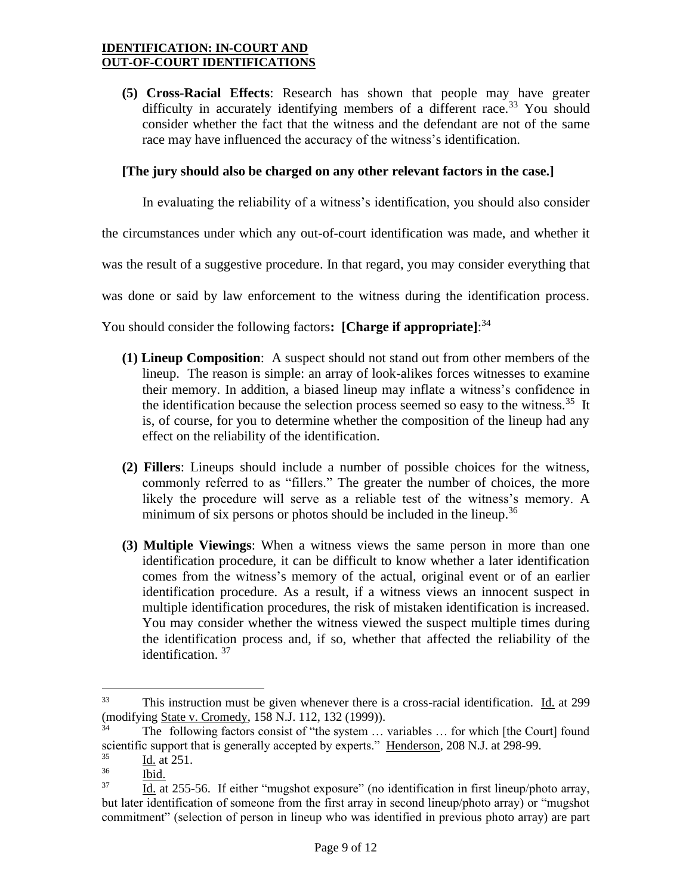**(5) Cross-Racial Effects**: Research has shown that people may have greater difficulty in accurately identifying members of a different race.[33] You should consider whether the fact that the witness and the defendant are not of the same race may have influenced the accuracy of the witness's identification.

**[The jury should also be charged on any other relevant factors in the case.]**

In evaluating the reliability of a witness's identification, you should also consider the circumstances under which any out-of-court identification was made, and whether it was the result of a suggestive procedure. In that regard, you may consider everything that was done or said by law enforcement to the witness during the identification process. You should consider the following factors**: [Charge if appropriate]**:[34]

**(1) Lineup Composition**: A suspect should not stand out from other members of the lineup. The reason is simple: an array of look-alikes forces witnesses to examine their memory. In addition, a biased lineup may inflate a witness's confidence in the identification because the selection process seemed so easy to the witness.[35] It is, of course, for you to determine whether the composition of the lineup had any effect on the reliability of the identification.

**(2) Fillers**: Lineups should include a number of possible choices for the witness, commonly referred to as "fillers." The greater the number of choices, the more likely the procedure will serve as a reliable test of the witness's memory. A minimum of six persons or photos should be included in the lineup.[36]

**(3) Multiple Viewings**: When a witness views the same person in more than one identification procedure, it can be difficult to know whether a later identification comes from the witness's memory of the actual, original event or of an earlier identification procedure. As a result, if a witness views an innocent suspect in multiple identification procedures, the risk of mistaken identification is increased. You may consider whether the witness viewed the suspect multiple times during the identification process and, if so, whether that affected the reliability of the identification. [37]

---

[33] This instruction must be given whenever there is a cross-racial identification. Id. at 299 (modifying State v. Cromedy, 158 N.J. 112, 132 (1999)).

[34] The following factors consist of "the system … variables … for which [the Court] found scientific support that is generally accepted by experts." Henderson, 208 N.J. at 298-99.

[35] Id. at 251.

[36] Ibid.

[37] Id. at 255-56. If either "mugshot exposure" (no identification in first lineup/photo array, but later identification of someone from the first array in second lineup/photo array) or "mugshot commitment" (selection of person in lineup who was identified in previous photo array) are part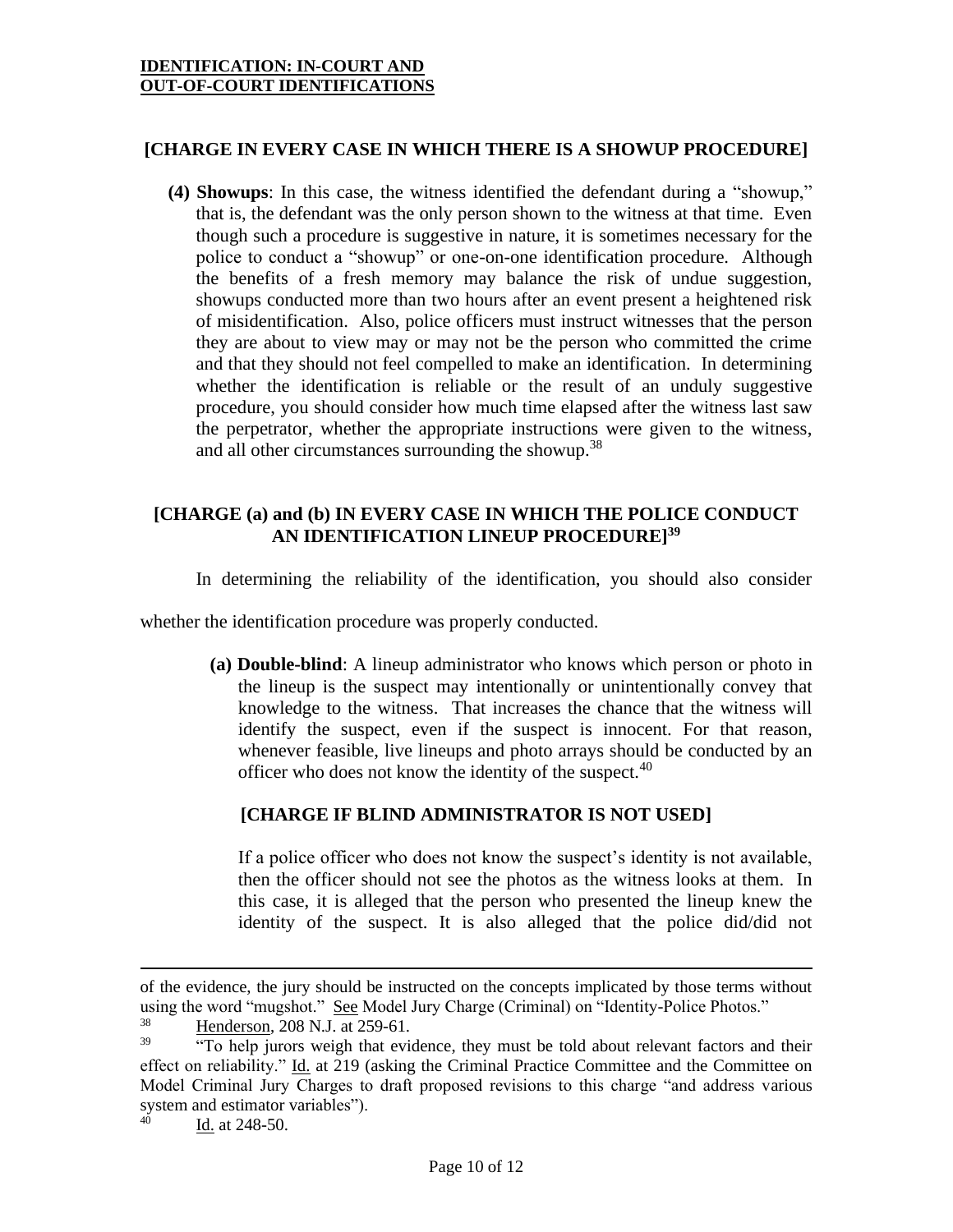**[CHARGE IN EVERY CASE IN WHICH THERE IS A SHOWUP PROCEDURE]**

**(4) Showups**: In this case, the witness identified the defendant during a "showup," that is, the defendant was the only person shown to the witness at that time. Even though such a procedure is suggestive in nature, it is sometimes necessary for the police to conduct a "showup" or one-on-one identification procedure. Although the benefits of a fresh memory may balance the risk of undue suggestion, showups conducted more than two hours after an event present a heightened risk of misidentification. Also, police officers must instruct witnesses that the person they are about to view may or may not be the person who committed the crime and that they should not feel compelled to make an identification. In determining whether the identification is reliable or the result of an unduly suggestive procedure, you should consider how much time elapsed after the witness last saw the perpetrator, whether the appropriate instructions were given to the witness, and all other circumstances surrounding the showup.[38]

**[CHARGE (a) and (b) IN EVERY CASE IN WHICH THE POLICE CONDUCT AN IDENTIFICATION LINEUP PROCEDURE][39]**

In determining the reliability of the identification, you should also consider whether the identification procedure was properly conducted.

**(a) Double-blind**: A lineup administrator who knows which person or photo in the lineup is the suspect may intentionally or unintentionally convey that knowledge to the witness. That increases the chance that the witness will identify the suspect, even if the suspect is innocent. For that reason, whenever feasible, live lineups and photo arrays should be conducted by an officer who does not know the identity of the suspect.[40]

**[CHARGE IF BLIND ADMINISTRATOR IS NOT USED]**

If a police officer who does not know the suspect's identity is not available, then the officer should not see the photos as the witness looks at them. In this case, it is alleged that the person who presented the lineup knew the identity of the suspect. It is also alleged that the police did/did not

---

of the evidence, the jury should be instructed on the concepts implicated by those terms without using the word "mugshot." See Model Jury Charge (Criminal) on "Identity-Police Photos."

[38] Henderson, 208 N.J. at 259-61.

[39] "To help jurors weigh that evidence, they must be told about relevant factors and their effect on reliability." Id. at 219 (asking the Criminal Practice Committee and the Committee on Model Criminal Jury Charges to draft proposed revisions to this charge "and address various system and estimator variables").

[40] Id. at 248-50.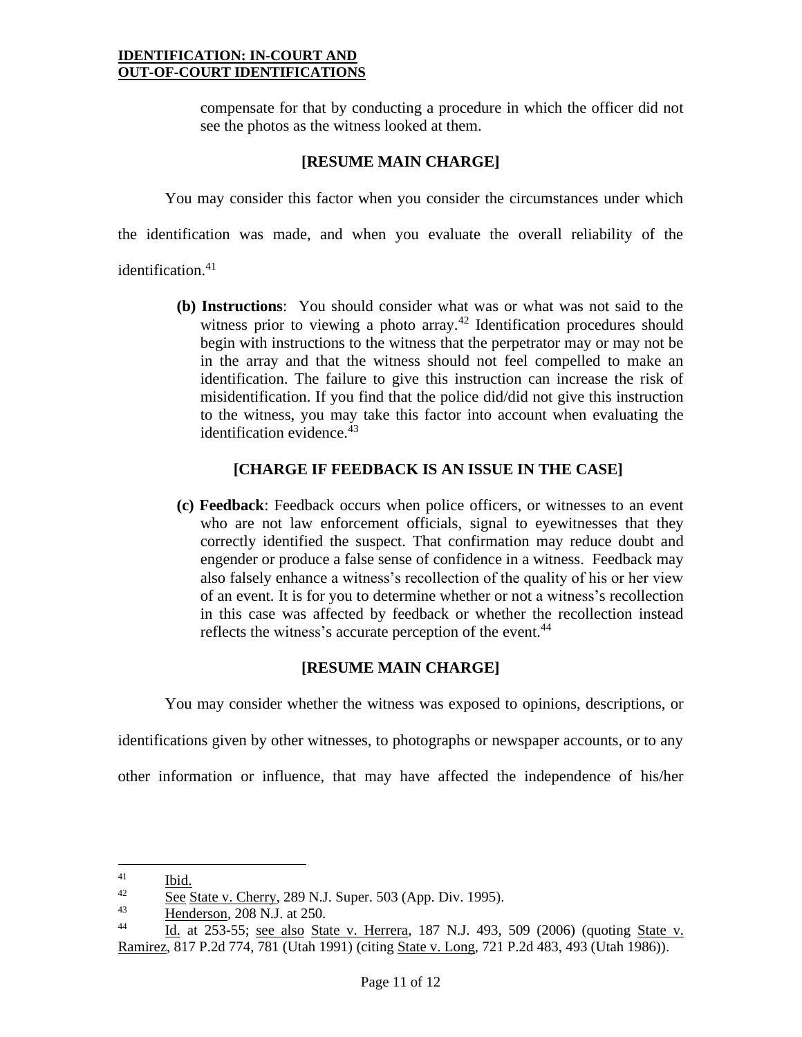compensate for that by conducting a procedure in which the officer did not see the photos as the witness looked at them.

**[RESUME MAIN CHARGE]**

You may consider this factor when you consider the circumstances under which the identification was made, and when you evaluate the overall reliability of the identification.[41]

**(b) Instructions**: You should consider what was or what was not said to the witness prior to viewing a photo array.[42] Identification procedures should begin with instructions to the witness that the perpetrator may or may not be in the array and that the witness should not feel compelled to make an identification. The failure to give this instruction can increase the risk of misidentification. If you find that the police did/did not give this instruction to the witness, you may take this factor into account when evaluating the identification evidence.[43]

**[CHARGE IF FEEDBACK IS AN ISSUE IN THE CASE]**

**(c) Feedback**: Feedback occurs when police officers, or witnesses to an event who are not law enforcement officials, signal to eyewitnesses that they correctly identified the suspect. That confirmation may reduce doubt and engender or produce a false sense of confidence in a witness. Feedback may also falsely enhance a witness's recollection of the quality of his or her view of an event. It is for you to determine whether or not a witness's recollection in this case was affected by feedback or whether the recollection instead reflects the witness's accurate perception of the event.[44]

**[RESUME MAIN CHARGE]**

You may consider whether the witness was exposed to opinions, descriptions, or identifications given by other witnesses, to photographs or newspaper accounts, or to any other information or influence, that may have affected the independence of his/her

---

[41] Ibid.

[42] See State v. Cherry, 289 N.J. Super. 503 (App. Div. 1995).

[43] Henderson, 208 N.J. at 250.

[44] Id. at 253-55; see also State v. Herrera, 187 N.J. 493, 509 (2006) (quoting State v. Ramirez, 817 P.2d 774, 781 (Utah 1991) (citing State v. Long, 721 P.2d 483, 493 (Utah 1986)).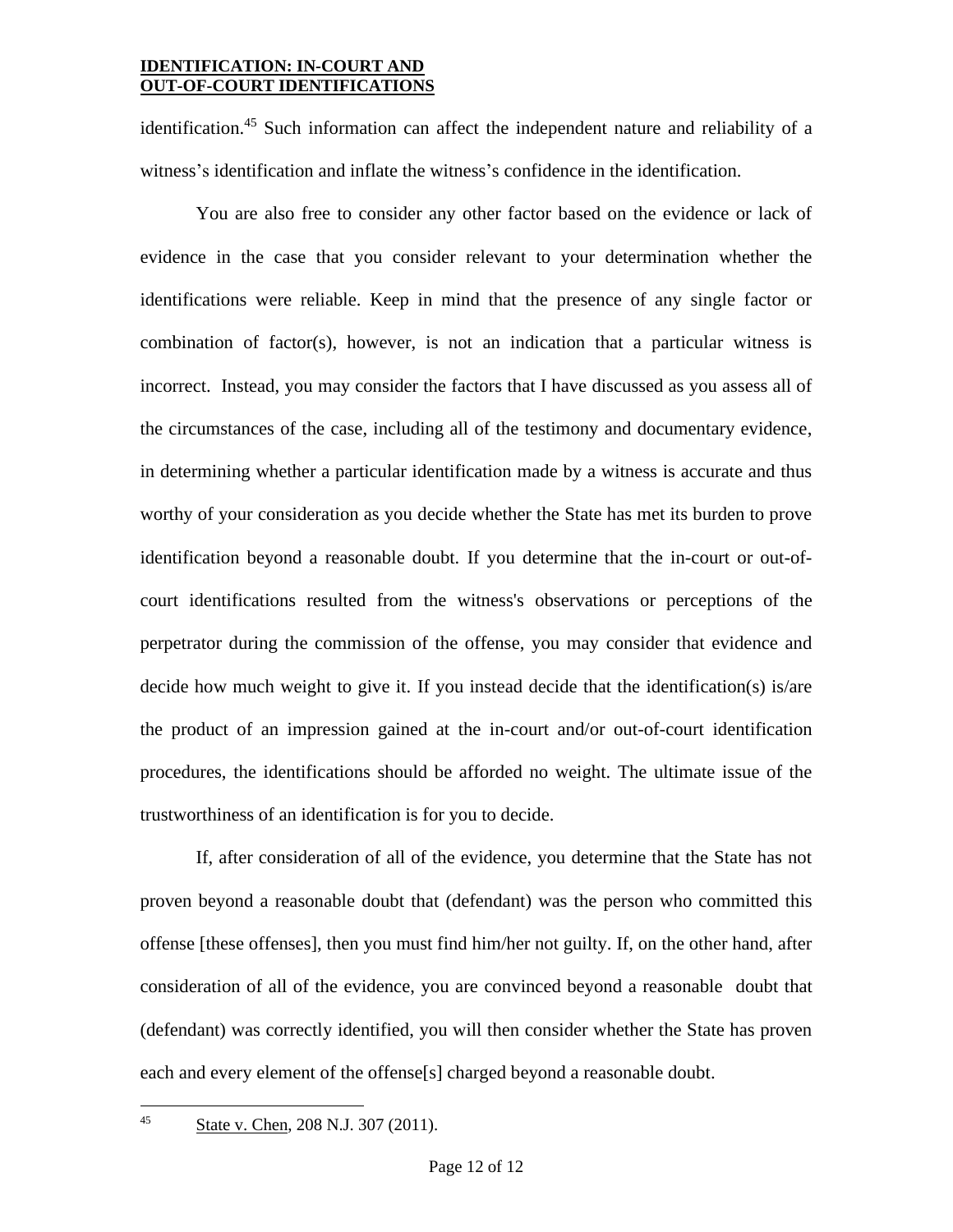identification.[45] Such information can affect the independent nature and reliability of a witness's identification and inflate the witness's confidence in the identification.

You are also free to consider any other factor based on the evidence or lack of evidence in the case that you consider relevant to your determination whether the identifications were reliable. Keep in mind that the presence of any single factor or combination of factor(s), however, is not an indication that a particular witness is incorrect. Instead, you may consider the factors that I have discussed as you assess all of the circumstances of the case, including all of the testimony and documentary evidence, in determining whether a particular identification made by a witness is accurate and thus worthy of your consideration as you decide whether the State has met its burden to prove identification beyond a reasonable doubt. If you determine that the in-court or out-of-court identifications resulted from the witness's observations or perceptions of the perpetrator during the commission of the offense, you may consider that evidence and decide how much weight to give it. If you instead decide that the identification(s) is/are the product of an impression gained at the in-court and/or out-of-court identification procedures, the identifications should be afforded no weight. The ultimate issue of the trustworthiness of an identification is for you to decide.

If, after consideration of all of the evidence, you determine that the State has not proven beyond a reasonable doubt that (defendant) was the person who committed this offense [these offenses], then you must find him/her not guilty. If, on the other hand, after consideration of all of the evidence, you are convinced beyond a reasonable doubt that (defendant) was correctly identified, you will then consider whether the State has proven each and every element of the offense[s] charged beyond a reasonable doubt.

---

[45] State v. Chen, 208 N.J. 307 (2011).